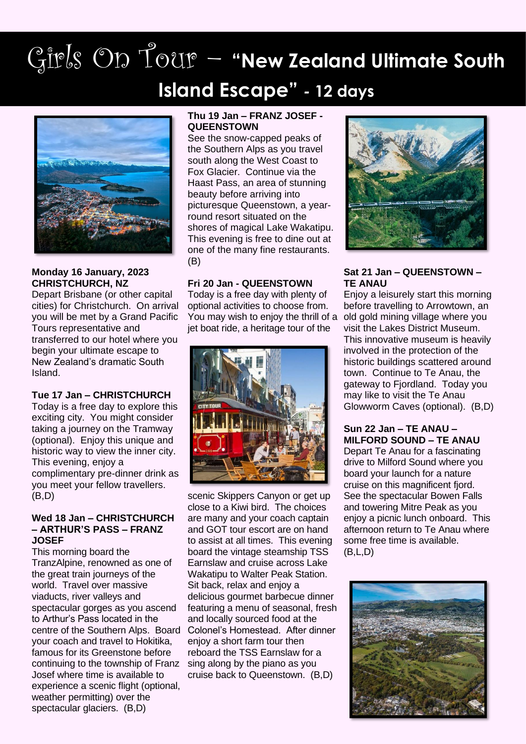# Girls On Tour – "New Zealand Ultimate South Island Escape" - 12 days

**Monday 16 January, 2023**
**CHRISTCHURCH, NZ**

Depart Brisbane (or other capital cities) for Christchurch. On arrival you will be met by a Grand Pacific Tours representative and transferred to our hotel where you begin your ultimate escape to New Zealand's dramatic South Island.

**Tue 17 Jan – CHRISTCHURCH**

Today is a free day to explore this exciting city. You might consider taking a journey on the Tramway (optional). Enjoy this unique and historic way to view the inner city. This evening, enjoy a complimentary pre-dinner drink as you meet your fellow travellers. (B,D)

**Wed 18 Jan – CHRISTCHURCH – ARTHUR'S PASS – FRANZ JOSEF**

This morning board the TranzAlpine, renowned as one of the great train journeys of the world. Travel over massive viaducts, river valleys and spectacular gorges as you ascend to Arthur's Pass located in the centre of the Southern Alps. Board your coach and travel to Hokitika, famous for its Greenstone before continuing to the township of Franz Josef where time is available to experience a scenic flight (optional, weather permitting) over the spectacular glaciers. (B,D)

**Thu 19 Jan – FRANZ JOSEF - QUEENSTOWN**

See the snow-capped peaks of the Southern Alps as you travel south along the West Coast to Fox Glacier. Continue via the Haast Pass, an area of stunning beauty before arriving into picturesque Queenstown, a year-round resort situated on the shores of magical Lake Wakatipu. This evening is free to dine out at one of the many fine restaurants. (B)

**Fri 20 Jan - QUEENSTOWN**

Today is a free day with plenty of optional activities to choose from. You may wish to enjoy the thrill of a jet boat ride, a heritage tour of the scenic Skippers Canyon or get up close to a Kiwi bird. The choices are many and your coach captain and GOT tour escort are on hand to assist at all times. This evening board the vintage steamship TSS Earnslaw and cruise across Lake Wakatipu to Walter Peak Station. Sit back, relax and enjoy a delicious gourmet barbecue dinner featuring a menu of seasonal, fresh and locally sourced food at the Colonel's Homestead. After dinner enjoy a short farm tour then reboard the TSS Earnslaw for a sing along by the piano as you cruise back to Queenstown. (B,D)

**Sat 21 Jan – QUEENSTOWN – TE ANAU**

Enjoy a leisurely start this morning before travelling to Arrowtown, an old gold mining village where you visit the Lakes District Museum. This innovative museum is heavily involved in the protection of the historic buildings scattered around town. Continue to Te Anau, the gateway to Fjordland. Today you may like to visit the Te Anau Glowworm Caves (optional). (B,D)

**Sun 22 Jan – TE ANAU – MILFORD SOUND – TE ANAU**

Depart Te Anau for a fascinating drive to Milford Sound where you board your launch for a nature cruise on this magnificent fjord. See the spectacular Bowen Falls and towering Mitre Peak as you enjoy a picnic lunch onboard. This afternoon return to Te Anau where some free time is available. (B,L,D)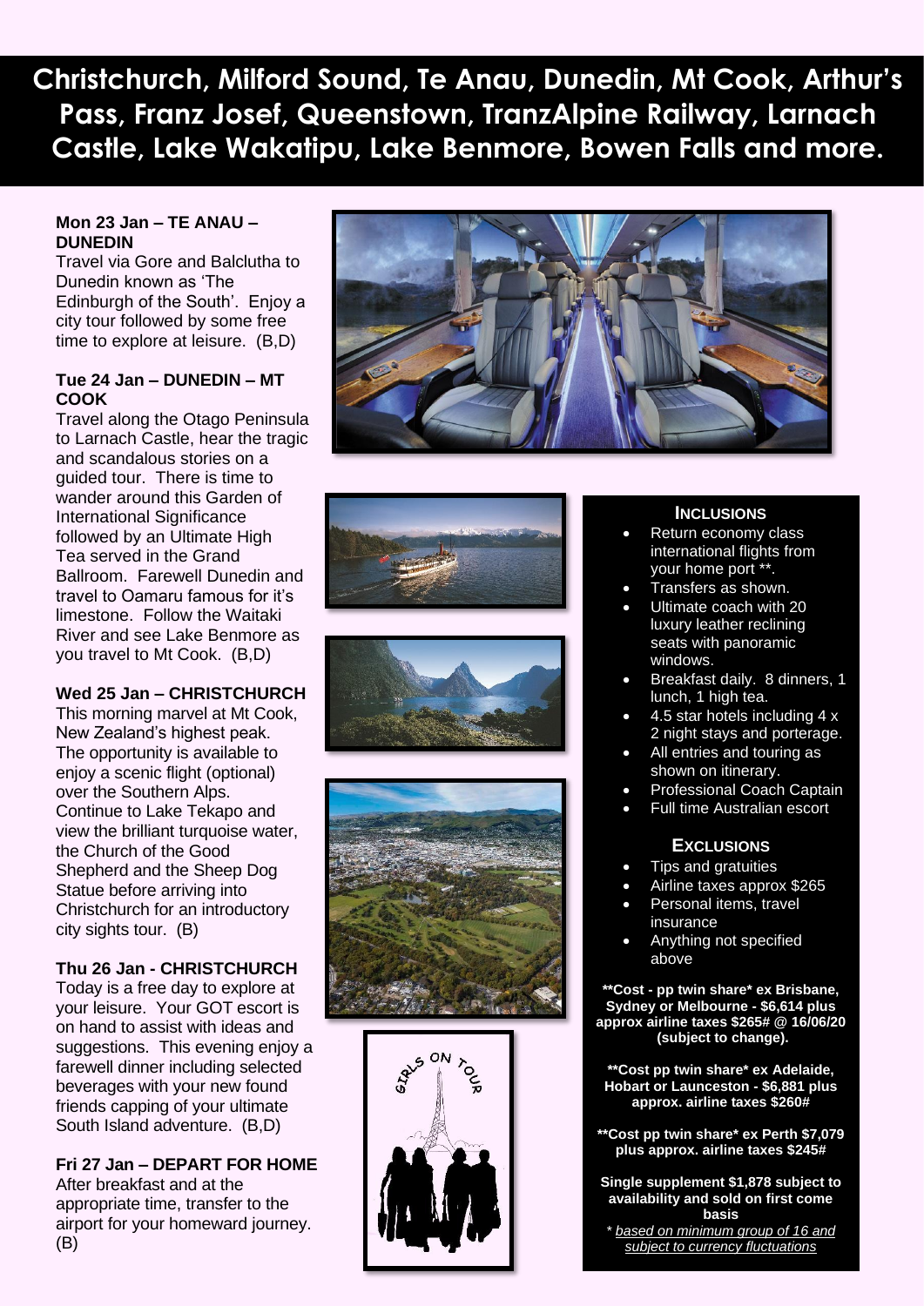# Christchurch, Milford Sound, Te Anau, Dunedin, Mt Cook, Arthur's Pass, Franz Josef, Queenstown, TranzAlpine Railway, Larnach Castle, Lake Wakatipu, Lake Benmore, Bowen Falls and more.

**Mon 23 Jan – TE ANAU – DUNEDIN**
Travel via Gore and Balclutha to Dunedin known as 'The Edinburgh of the South'. Enjoy a city tour followed by some free time to explore at leisure. (B,D)

**Tue 24 Jan – DUNEDIN – MT COOK**
Travel along the Otago Peninsula to Larnach Castle, hear the tragic and scandalous stories on a guided tour. There is time to wander around this Garden of International Significance followed by an Ultimate High Tea served in the Grand Ballroom. Farewell Dunedin and travel to Oamaru famous for it's limestone. Follow the Waitaki River and see Lake Benmore as you travel to Mt Cook. (B,D)

**Wed 25 Jan – CHRISTCHURCH**
This morning marvel at Mt Cook, New Zealand's highest peak. The opportunity is available to enjoy a scenic flight (optional) over the Southern Alps. Continue to Lake Tekapo and view the brilliant turquoise water, the Church of the Good Shepherd and the Sheep Dog Statue before arriving into Christchurch for an introductory city sights tour. (B)

**Thu 26 Jan - CHRISTCHURCH**
Today is a free day to explore at your leisure. Your GOT escort is on hand to assist with ideas and suggestions. This evening enjoy a farewell dinner including selected beverages with your new found friends capping of your ultimate South Island adventure. (B,D)

**Fri 27 Jan – DEPART FOR HOME**
After breakfast and at the appropriate time, transfer to the airport for your homeward journey. (B)

### INCLUSIONS

- Return economy class international flights from your home port **.
- Transfers as shown.
- Ultimate coach with 20 luxury leather reclining seats with panoramic windows.
- Breakfast daily. 8 dinners, 1 lunch, 1 high tea.
- 4.5 star hotels including 4 x 2 night stays and porterage.
- All entries and touring as shown on itinerary.
- Professional Coach Captain
- Full time Australian escort

### EXCLUSIONS

- Tips and gratuities
- Airline taxes approx $265
- Personal items, travel insurance
- Anything not specified above

**\*\*Cost - pp twin share* ex Brisbane, Sydney or Melbourne - $6,614 plus approx airline taxes $265# @ 16/06/20 (subject to change).**

**\*\*Cost pp twin share* ex Adelaide, Hobart or Launceston - $6,881 plus approx. airline taxes $260#**

**\*\*Cost pp twin share* ex Perth $7,079 plus approx. airline taxes $245#**

**Single supplement $1,878 subject to availability and sold on first come basis**

*\* based on minimum group of 16 and subject to currency fluctuations*